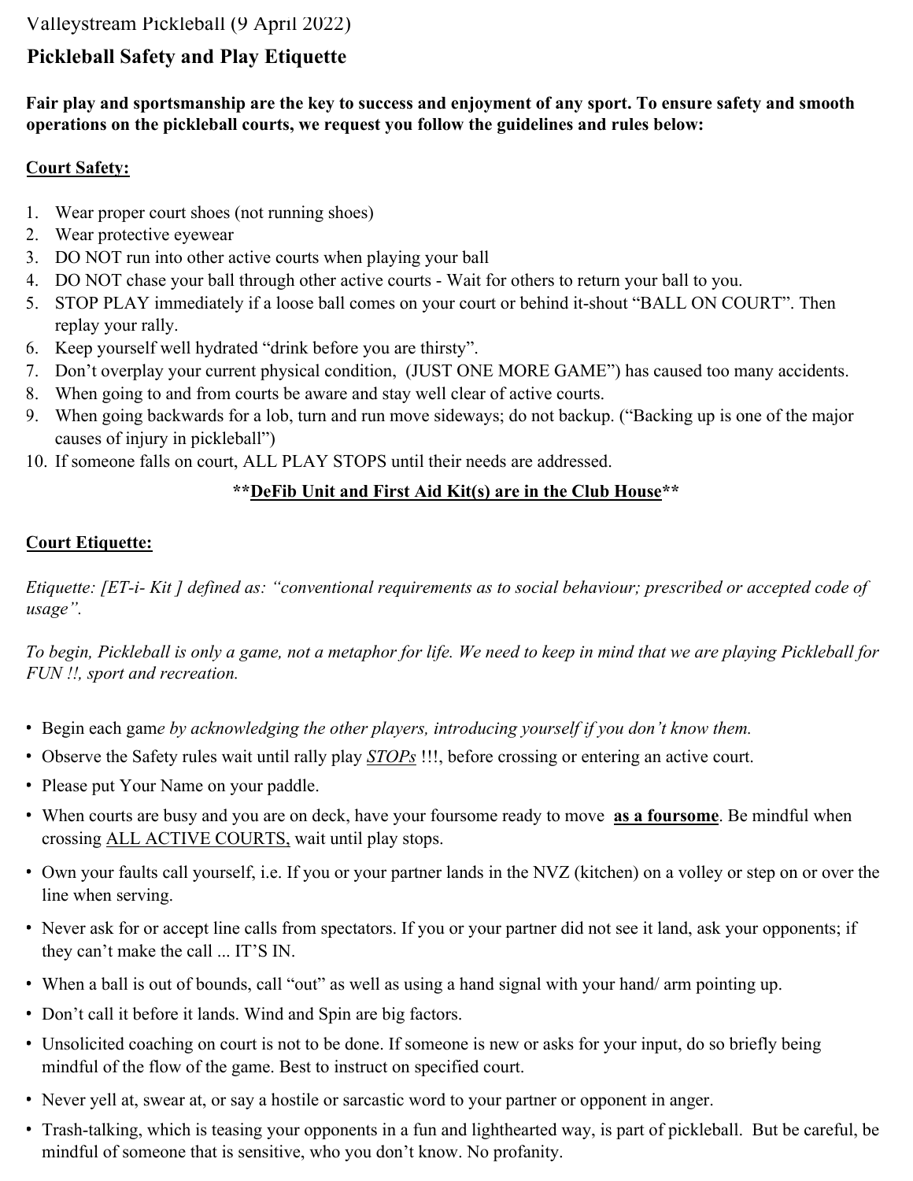Valleystream Pickleball (9 April 2022)

# Pickleball Safety and Play Etiquette

**Fair play and sportsmanship are the key to success and enjoyment of any sport. To ensure safety and smooth operations on the pickleball courts, we request you follow the guidelines and rules below:**

## Court Safety:

1. Wear proper court shoes (not running shoes)
2. Wear protective eyewear
3. DO NOT run into other active courts when playing your ball
4. DO NOT chase your ball through other active courts - Wait for others to return your ball to you.
5. STOP PLAY immediately if a loose ball comes on your court or behind it-shout "BALL ON COURT". Then replay your rally.
6. Keep yourself well hydrated "drink before you are thirsty".
7. Don't overplay your current physical condition, (JUST ONE MORE GAME") has caused too many accidents.
8. When going to and from courts be aware and stay well clear of active courts.
9. When going backwards for a lob, turn and run move sideways; do not backup. ("Backing up is one of the major causes of injury in pickleball")
10. If someone falls on court, ALL PLAY STOPS until their needs are addressed.

**\*\*DeFib Unit and First Aid Kit(s) are in the Club House\*\***

## Court Etiquette:

*Etiquette: [ET-i- Kit ] defined as: "conventional requirements as to social behaviour; prescribed or accepted code of usage".*

*To begin, Pickleball is only a game, not a metaphor for life. We need to keep in mind that we are playing Pickleball for FUN !!, sport and recreation.*

- Begin each gam*e by acknowledging the other players, introducing yourself if you don't know them.*
- Observe the Safety rules wait until rally play ***STOPs*** !!!, before crossing or entering an active court.
- Please put Your Name on your paddle.
- When courts are busy and you are on deck, have your foursome ready to move **as a foursome**. Be mindful when crossing ALL ACTIVE COURTS, wait until play stops.
- Own your faults call yourself, i.e. If you or your partner lands in the NVZ (kitchen) on a volley or step on or over the line when serving.
- Never ask for or accept line calls from spectators. If you or your partner did not see it land, ask your opponents; if they can't make the call ... IT'S IN.
- When a ball is out of bounds, call "out" as well as using a hand signal with your hand/ arm pointing up.
- Don't call it before it lands. Wind and Spin are big factors.
- Unsolicited coaching on court is not to be done. If someone is new or asks for your input, do so briefly being mindful of the flow of the game. Best to instruct on specified court.
- Never yell at, swear at, or say a hostile or sarcastic word to your partner or opponent in anger.
- Trash-talking, which is teasing your opponents in a fun and lighthearted way, is part of pickleball. But be careful, be mindful of someone that is sensitive, who you don't know. No profanity.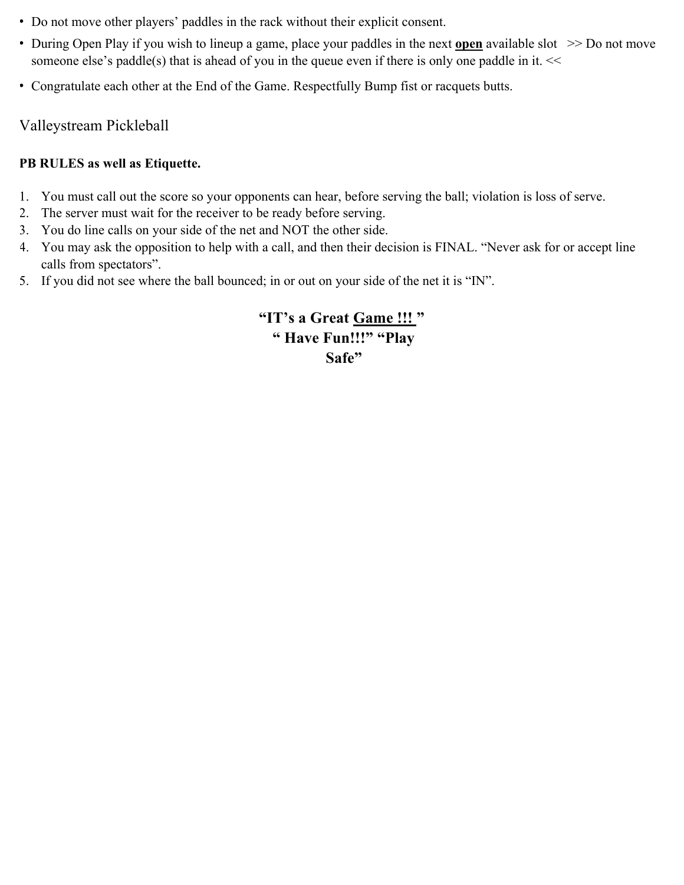- Do not move other players' paddles in the rack without their explicit consent.
- During Open Play if you wish to lineup a game, place your paddles in the next **open** available slot >> Do not move someone else's paddle(s) that is ahead of you in the queue even if there is only one paddle in it. <<
- Congratulate each other at the End of the Game. Respectfully Bump fist or racquets butts.

Valleystream Pickleball

**PB RULES as well as Etiquette.**

1. You must call out the score so your opponents can hear, before serving the ball; violation is loss of serve.
2. The server must wait for the receiver to be ready before serving.
3. You do line calls on your side of the net and NOT the other side.
4. You may ask the opposition to help with a call, and then their decision is FINAL. "Never ask for or accept line calls from spectators".
5. If you did not see where the ball bounced; in or out on your side of the net it is "IN".

**"IT's a Great Game !!! "**
**" Have Fun!!!" "Play Safe"**